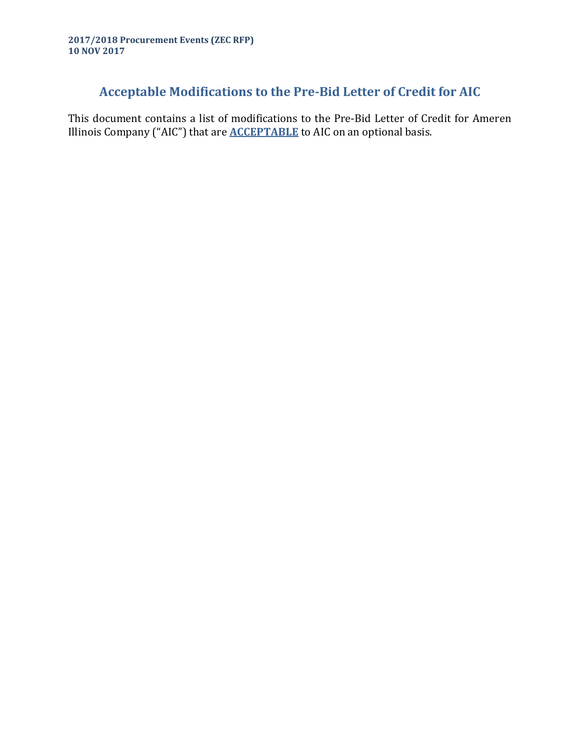**2017/2018 Procurement Events (ZEC RFP)**
**10 NOV 2017**

# Acceptable Modifications to the Pre-Bid Letter of Credit for AIC

This document contains a list of modifications to the Pre-Bid Letter of Credit for Ameren Illinois Company ("AIC") that are **ACCEPTABLE** to AIC on an optional basis.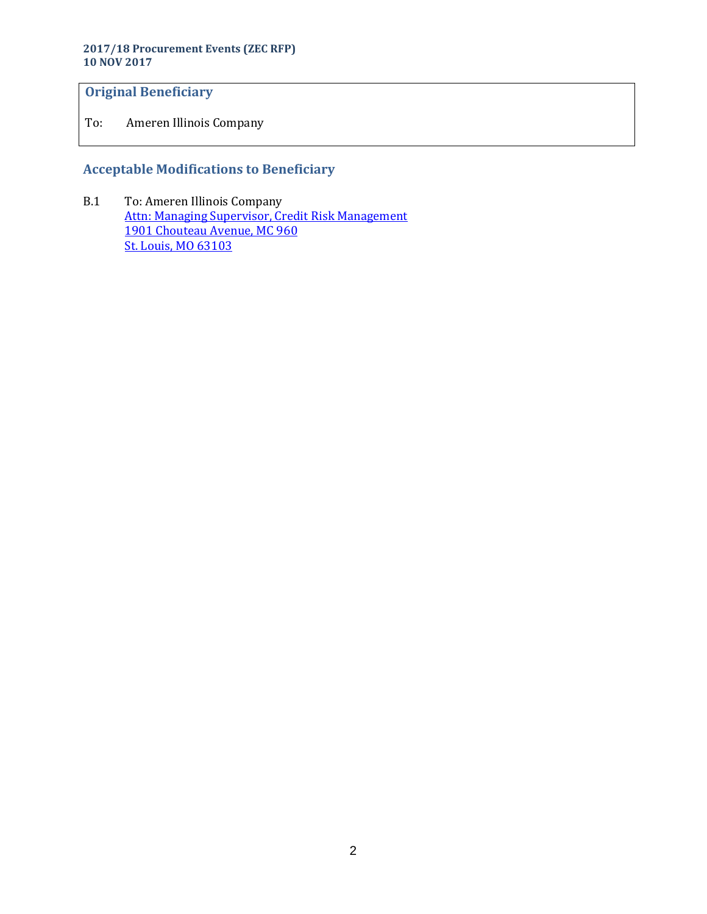## Original Beneficiary

To: Ameren Illinois Company

## Acceptable Modifications to Beneficiary

B.1 To: Ameren Illinois Company
Attn: Managing Supervisor, Credit Risk Management
1901 Chouteau Avenue, MC 960
St. Louis, MO 63103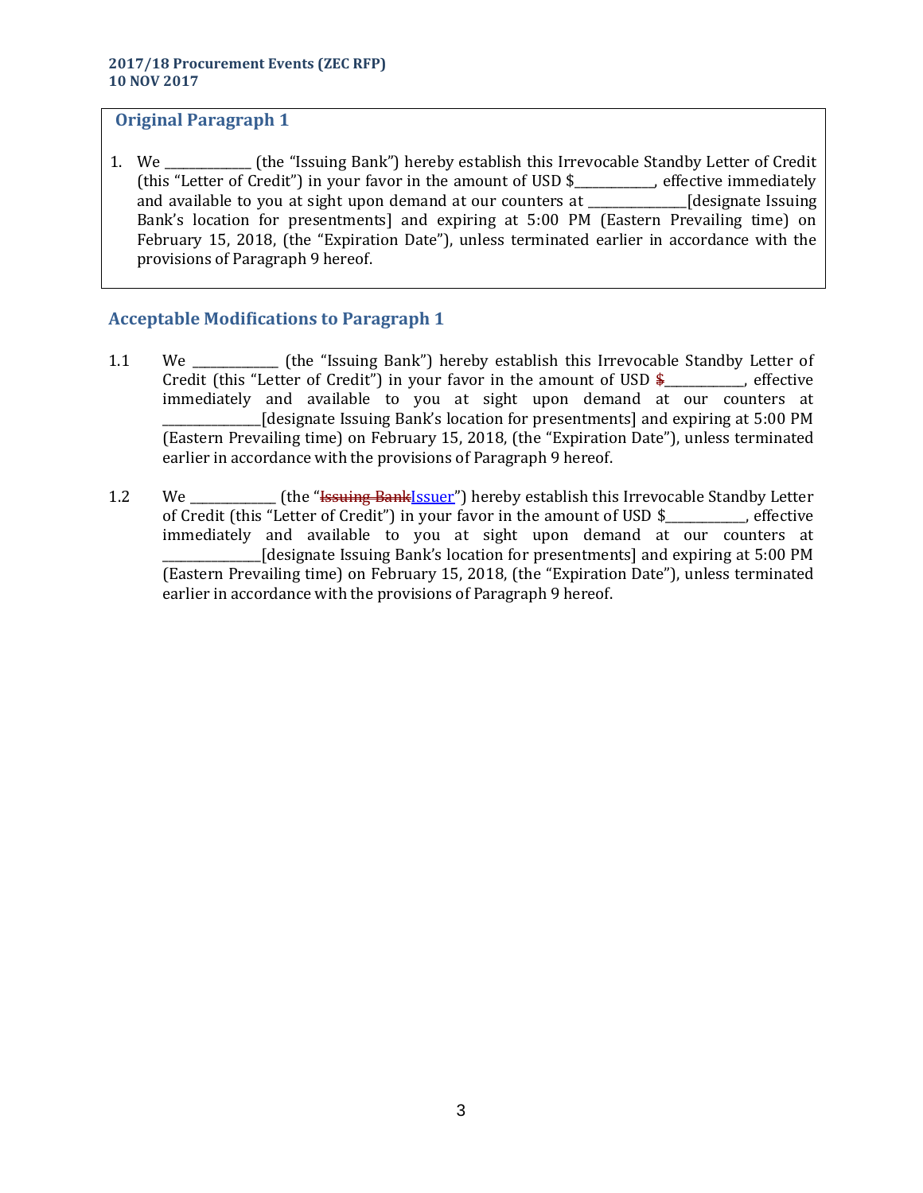## Original Paragraph 1

1. We _____________ (the "Issuing Bank") hereby establish this Irrevocable Standby Letter of Credit (this "Letter of Credit") in your favor in the amount of USD $____________, effective immediately and available to you at sight upon demand at our counters at ______________[designate Issuing Bank's location for presentments] and expiring at 5:00 PM (Eastern Prevailing time) on February 15, 2018, (the "Expiration Date"), unless terminated earlier in accordance with the provisions of Paragraph 9 hereof.

## Acceptable Modifications to Paragraph 1

1.1 We _____________ (the "Issuing Bank") hereby establish this Irrevocable Standby Letter of Credit (this "Letter of Credit") in your favor in the amount of USD ~~$~~____________, effective immediately and available to you at sight upon demand at our counters at ______________[designate Issuing Bank's location for presentments] and expiring at 5:00 PM (Eastern Prevailing time) on February 15, 2018, (the "Expiration Date"), unless terminated earlier in accordance with the provisions of Paragraph 9 hereof.

1.2 We ____________ (the "~~Issuing Bank~~Issuer") hereby establish this Irrevocable Standby Letter of Credit (this "Letter of Credit") in your favor in the amount of USD $____________, effective immediately and available to you at sight upon demand at our counters at ______________[designate Issuing Bank's location for presentments] and expiring at 5:00 PM (Eastern Prevailing time) on February 15, 2018, (the "Expiration Date"), unless terminated earlier in accordance with the provisions of Paragraph 9 hereof.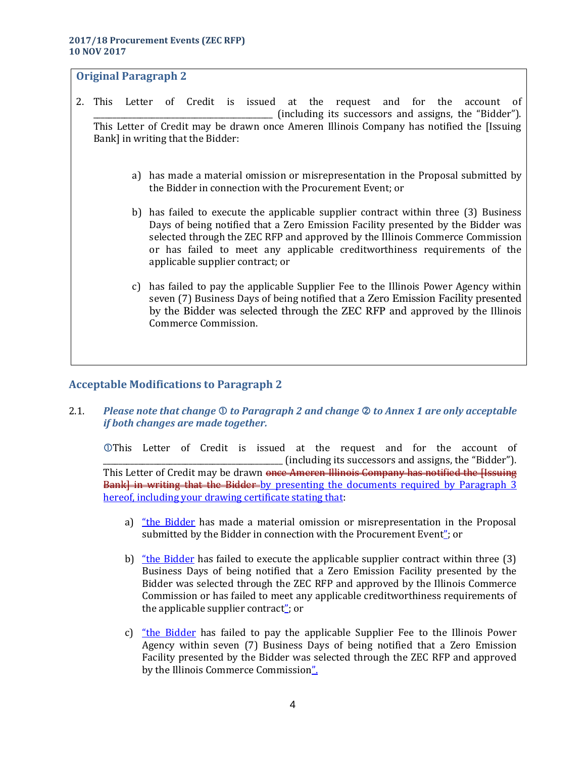## Original Paragraph 2

2. This Letter of Credit is issued at the request and for the account of ___________________________________________ (including its successors and assigns, the "Bidder"). This Letter of Credit may be drawn once Ameren Illinois Company has notified the [Issuing Bank] in writing that the Bidder:

   a) has made a material omission or misrepresentation in the Proposal submitted by the Bidder in connection with the Procurement Event; or

   b) has failed to execute the applicable supplier contract within three (3) Business Days of being notified that a Zero Emission Facility presented by the Bidder was selected through the ZEC RFP and approved by the Illinois Commerce Commission or has failed to meet any applicable creditworthiness requirements of the applicable supplier contract; or

   c) has failed to pay the applicable Supplier Fee to the Illinois Power Agency within seven (7) Business Days of being notified that a Zero Emission Facility presented by the Bidder was selected through the ZEC RFP and approved by the Illinois Commerce Commission.

## Acceptable Modifications to Paragraph 2

2.1. ***Please note that change ① to Paragraph 2 and change ② to Annex 1 are only acceptable if both changes are made together.***

①This Letter of Credit is issued at the request and for the account of ___________________________________________ (including its successors and assigns, the "Bidder"). This Letter of Credit may be drawn ~~once Ameren Illinois Company has notified the [Issuing Bank] in writing that the Bidder~~ by presenting the documents required by Paragraph 3 hereof, including your drawing certificate stating that:

a) "the Bidder has made a material omission or misrepresentation in the Proposal submitted by the Bidder in connection with the Procurement Event"; or

b) "the Bidder has failed to execute the applicable supplier contract within three (3) Business Days of being notified that a Zero Emission Facility presented by the Bidder was selected through the ZEC RFP and approved by the Illinois Commerce Commission or has failed to meet any applicable creditworthiness requirements of the applicable supplier contract"; or

c) "the Bidder has failed to pay the applicable Supplier Fee to the Illinois Power Agency within seven (7) Business Days of being notified that a Zero Emission Facility presented by the Bidder was selected through the ZEC RFP and approved by the Illinois Commerce Commission".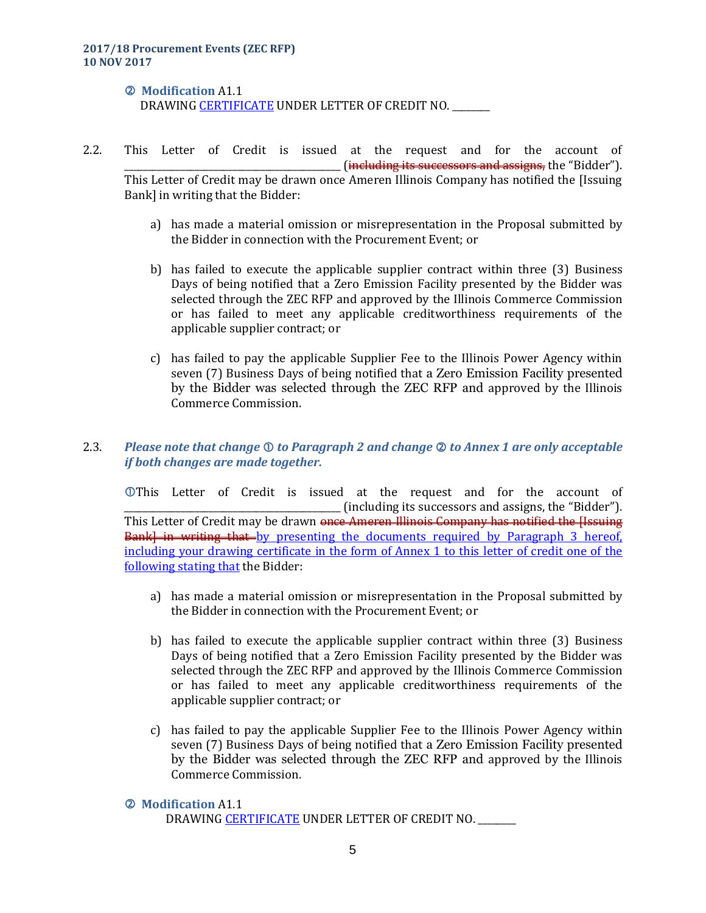② **Modification** A1.1
DRAWING CERTIFICATE UNDER LETTER OF CREDIT NO. ________

2.2. This Letter of Credit is issued at the request and for the account of ____________________________________________ (~~including its successors and assigns,~~ the "Bidder"). This Letter of Credit may be drawn once Ameren Illinois Company has notified the [Issuing Bank] in writing that the Bidder:

a) has made a material omission or misrepresentation in the Proposal submitted by the Bidder in connection with the Procurement Event; or

b) has failed to execute the applicable supplier contract within three (3) Business Days of being notified that a Zero Emission Facility presented by the Bidder was selected through the ZEC RFP and approved by the Illinois Commerce Commission or has failed to meet any applicable creditworthiness requirements of the applicable supplier contract; or

c) has failed to pay the applicable Supplier Fee to the Illinois Power Agency within seven (7) Business Days of being notified that a Zero Emission Facility presented by the Bidder was selected through the ZEC RFP and approved by the Illinois Commerce Commission.

2.3. ***Please note that change ① to Paragraph 2 and change ② to Annex 1 are only acceptable if both changes are made together.***

①This Letter of Credit is issued at the request and for the account of ____________________________________________ (including its successors and assigns, the "Bidder"). This Letter of Credit may be drawn ~~once Ameren Illinois Company has notified the [Issuing Bank] in writing that~~ by presenting the documents required by Paragraph 3 hereof, including your drawing certificate in the form of Annex 1 to this letter of credit one of the following stating that the Bidder:

a) has made a material omission or misrepresentation in the Proposal submitted by the Bidder in connection with the Procurement Event; or

b) has failed to execute the applicable supplier contract within three (3) Business Days of being notified that a Zero Emission Facility presented by the Bidder was selected through the ZEC RFP and approved by the Illinois Commerce Commission or has failed to meet any applicable creditworthiness requirements of the applicable supplier contract; or

c) has failed to pay the applicable Supplier Fee to the Illinois Power Agency within seven (7) Business Days of being notified that a Zero Emission Facility presented by the Bidder was selected through the ZEC RFP and approved by the Illinois Commerce Commission.

② **Modification** A1.1
DRAWING CERTIFICATE UNDER LETTER OF CREDIT NO. ________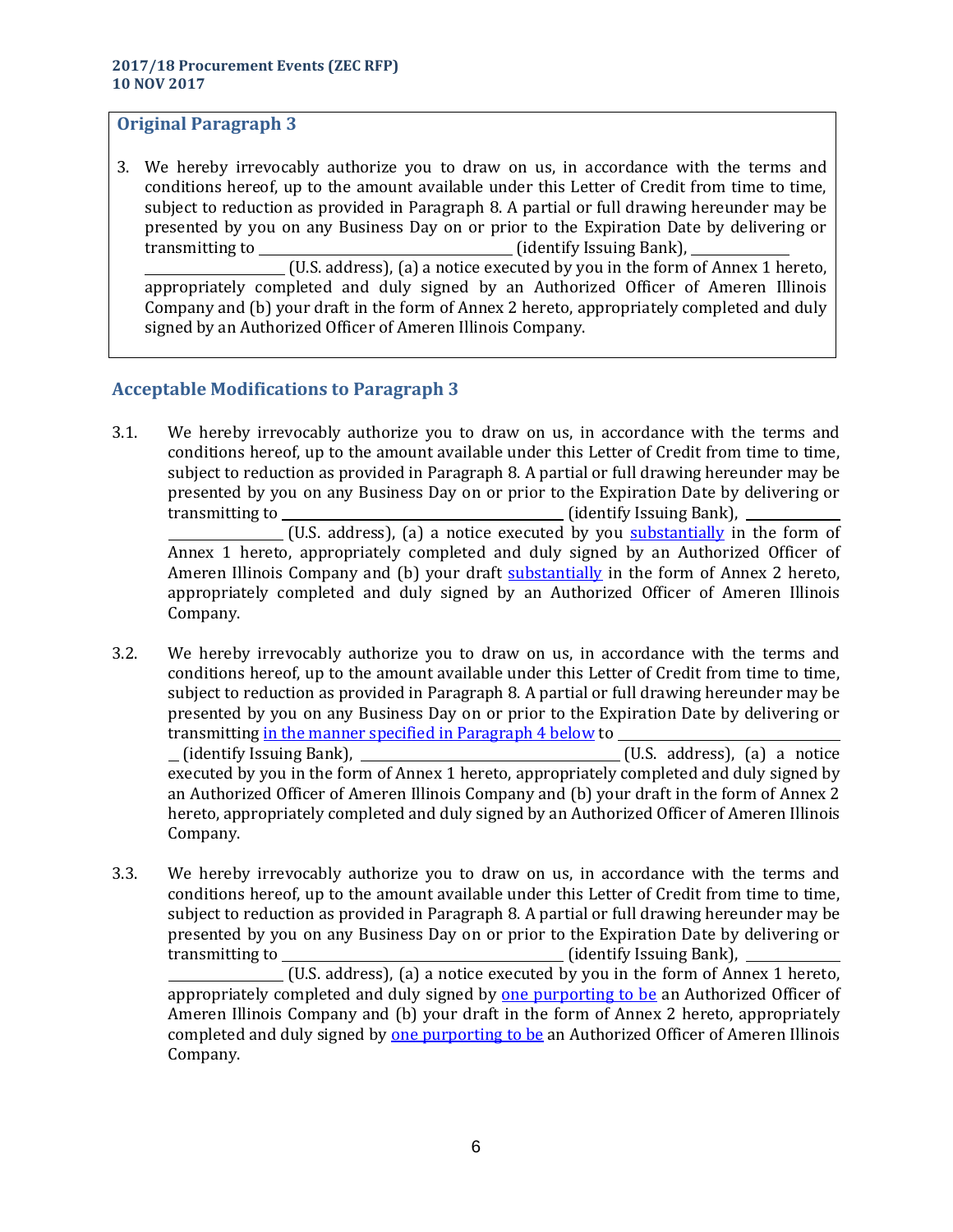## Original Paragraph 3

3. We hereby irrevocably authorize you to draw on us, in accordance with the terms and conditions hereof, up to the amount available under this Letter of Credit from time to time, subject to reduction as provided in Paragraph 8. A partial or full drawing hereunder may be presented by you on any Business Day on or prior to the Expiration Date by delivering or transmitting to ______________________________ (identify Issuing Bank), ______________________________ (U.S. address), (a) a notice executed by you in the form of Annex 1 hereto, appropriately completed and duly signed by an Authorized Officer of Ameren Illinois Company and (b) your draft in the form of Annex 2 hereto, appropriately completed and duly signed by an Authorized Officer of Ameren Illinois Company.

## Acceptable Modifications to Paragraph 3

3.1. We hereby irrevocably authorize you to draw on us, in accordance with the terms and conditions hereof, up to the amount available under this Letter of Credit from time to time, subject to reduction as provided in Paragraph 8. A partial or full drawing hereunder may be presented by you on any Business Day on or prior to the Expiration Date by delivering or transmitting to ______________________________ (identify Issuing Bank), ______________________________ (U.S. address), (a) a notice executed by you substantially in the form of Annex 1 hereto, appropriately completed and duly signed by an Authorized Officer of Ameren Illinois Company and (b) your draft substantially in the form of Annex 2 hereto, appropriately completed and duly signed by an Authorized Officer of Ameren Illinois Company.

3.2. We hereby irrevocably authorize you to draw on us, in accordance with the terms and conditions hereof, up to the amount available under this Letter of Credit from time to time, subject to reduction as provided in Paragraph 8. A partial or full drawing hereunder may be presented by you on any Business Day on or prior to the Expiration Date by delivering or transmitting in the manner specified in Paragraph 4 below to ______________________________ (identify Issuing Bank), ______________________________ (U.S. address), (a) a notice executed by you in the form of Annex 1 hereto, appropriately completed and duly signed by an Authorized Officer of Ameren Illinois Company and (b) your draft in the form of Annex 2 hereto, appropriately completed and duly signed by an Authorized Officer of Ameren Illinois Company.

3.3. We hereby irrevocably authorize you to draw on us, in accordance with the terms and conditions hereof, up to the amount available under this Letter of Credit from time to time, subject to reduction as provided in Paragraph 8. A partial or full drawing hereunder may be presented by you on any Business Day on or prior to the Expiration Date by delivering or transmitting to ______________________________ (identify Issuing Bank), ______________________________ (U.S. address), (a) a notice executed by you in the form of Annex 1 hereto, appropriately completed and duly signed by one purporting to be an Authorized Officer of Ameren Illinois Company and (b) your draft in the form of Annex 2 hereto, appropriately completed and duly signed by one purporting to be an Authorized Officer of Ameren Illinois Company.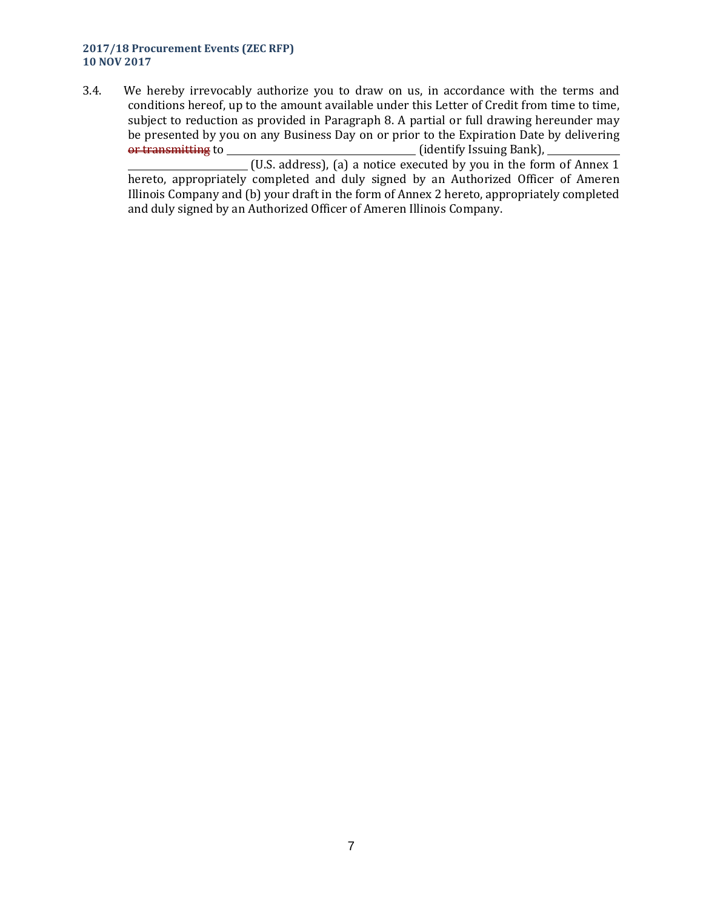3.4. We hereby irrevocably authorize you to draw on us, in accordance with the terms and conditions hereof, up to the amount available under this Letter of Credit from time to time, subject to reduction as provided in Paragraph 8. A partial or full drawing hereunder may be presented by you on any Business Day on or prior to the Expiration Date by delivering ~~or transmitting~~ to ______________________________ (identify Issuing Bank), ______________________________ (U.S. address), (a) a notice executed by you in the form of Annex 1 hereto, appropriately completed and duly signed by an Authorized Officer of Ameren Illinois Company and (b) your draft in the form of Annex 2 hereto, appropriately completed and duly signed by an Authorized Officer of Ameren Illinois Company.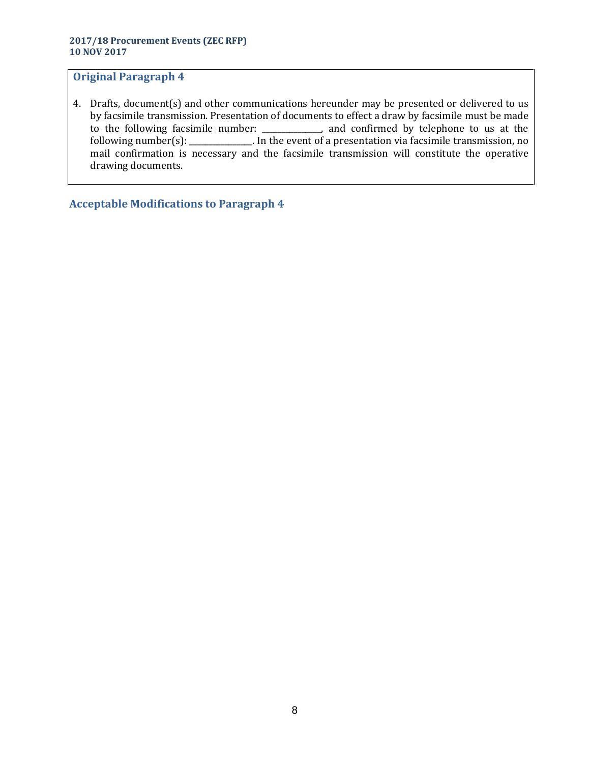## Original Paragraph 4

4. Drafts, document(s) and other communications hereunder may be presented or delivered to us by facsimile transmission. Presentation of documents to effect a draw by facsimile must be made to the following facsimile number: _______________, and confirmed by telephone to us at the following number(s): ________________. In the event of a presentation via facsimile transmission, no mail confirmation is necessary and the facsimile transmission will constitute the operative drawing documents.

## Acceptable Modifications to Paragraph 4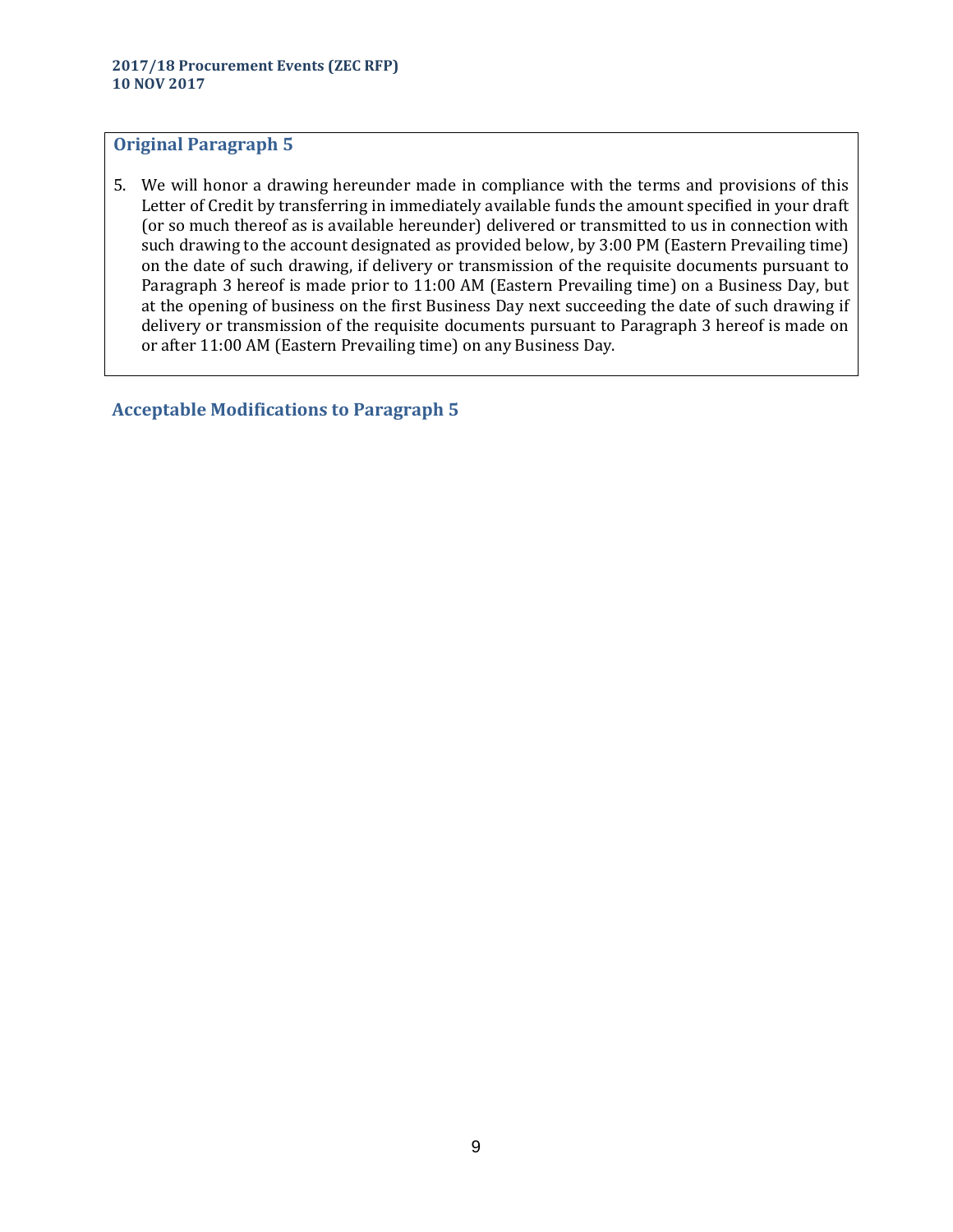## Original Paragraph 5

5. We will honor a drawing hereunder made in compliance with the terms and provisions of this Letter of Credit by transferring in immediately available funds the amount specified in your draft (or so much thereof as is available hereunder) delivered or transmitted to us in connection with such drawing to the account designated as provided below, by 3:00 PM (Eastern Prevailing time) on the date of such drawing, if delivery or transmission of the requisite documents pursuant to Paragraph 3 hereof is made prior to 11:00 AM (Eastern Prevailing time) on a Business Day, but at the opening of business on the first Business Day next succeeding the date of such drawing if delivery or transmission of the requisite documents pursuant to Paragraph 3 hereof is made on or after 11:00 AM (Eastern Prevailing time) on any Business Day.

## Acceptable Modifications to Paragraph 5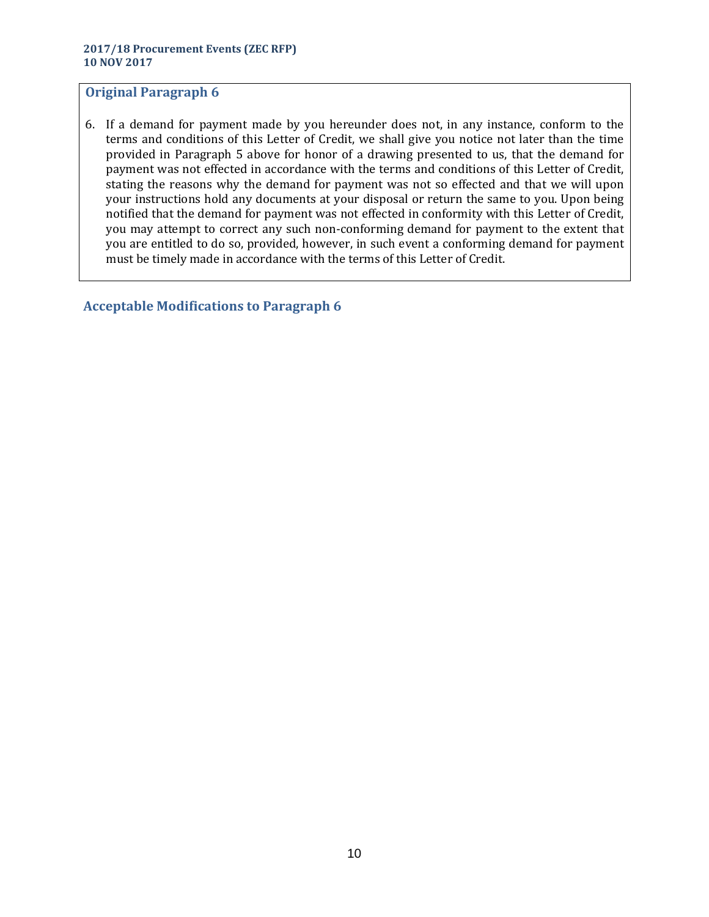## Original Paragraph 6

6. If a demand for payment made by you hereunder does not, in any instance, conform to the terms and conditions of this Letter of Credit, we shall give you notice not later than the time provided in Paragraph 5 above for honor of a drawing presented to us, that the demand for payment was not effected in accordance with the terms and conditions of this Letter of Credit, stating the reasons why the demand for payment was not so effected and that we will upon your instructions hold any documents at your disposal or return the same to you. Upon being notified that the demand for payment was not effected in conformity with this Letter of Credit, you may attempt to correct any such non-conforming demand for payment to the extent that you are entitled to do so, provided, however, in such event a conforming demand for payment must be timely made in accordance with the terms of this Letter of Credit.

## Acceptable Modifications to Paragraph 6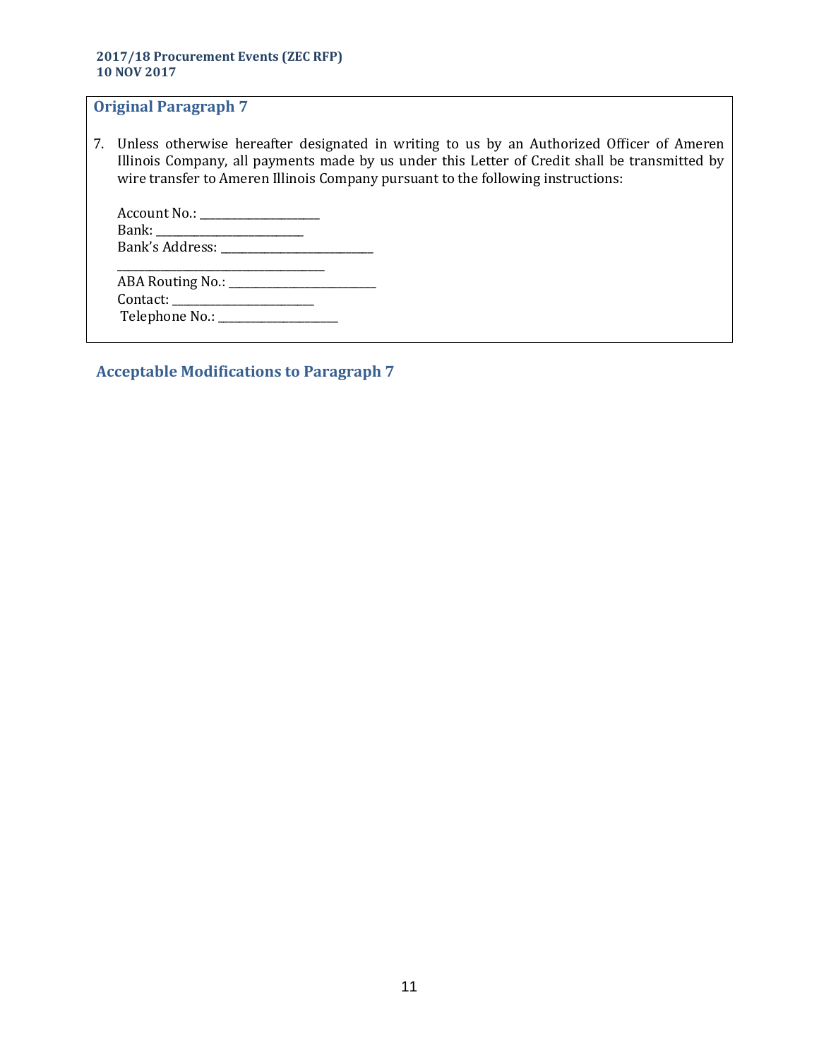## Original Paragraph 7

7. Unless otherwise hereafter designated in writing to us by an Authorized Officer of Ameren Illinois Company, all payments made by us under this Letter of Credit shall be transmitted by wire transfer to Ameren Illinois Company pursuant to the following instructions:

   Account No.: _____________________
   Bank: _________________________
   Bank's Address: _________________________
   _________________________________
   ABA Routing No.: _________________________
   Contact: _______________________
   Telephone No.: ____________________

## Acceptable Modifications to Paragraph 7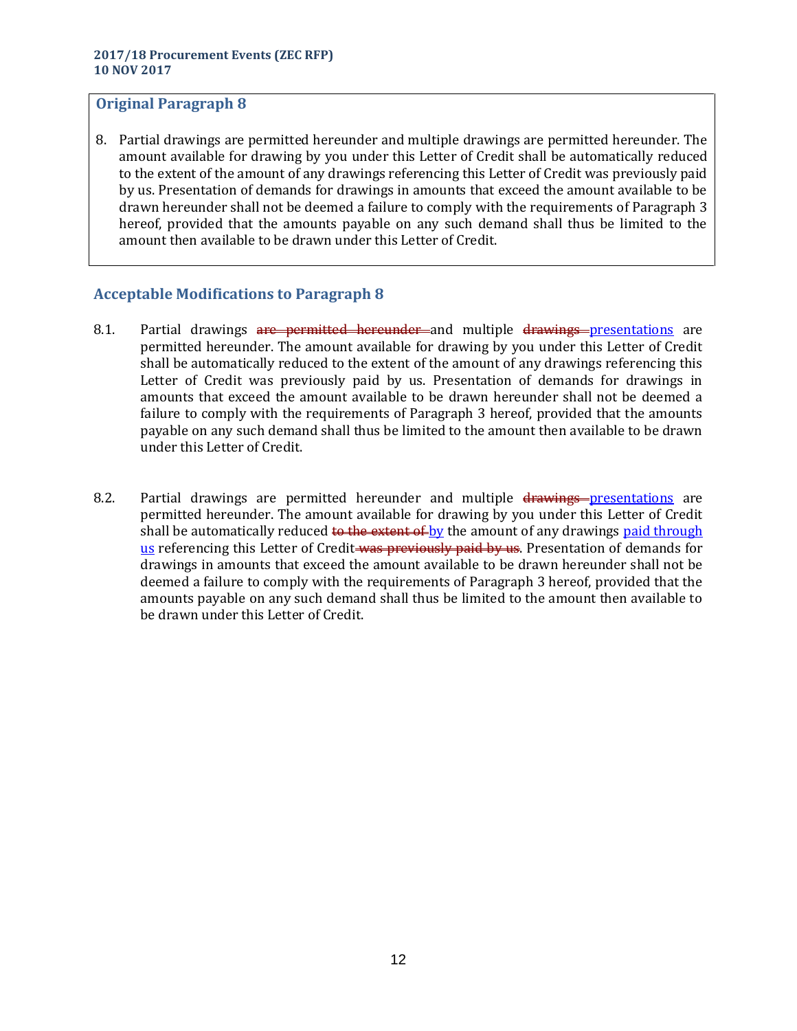## Original Paragraph 8

8. Partial drawings are permitted hereunder and multiple drawings are permitted hereunder. The amount available for drawing by you under this Letter of Credit shall be automatically reduced to the extent of the amount of any drawings referencing this Letter of Credit was previously paid by us. Presentation of demands for drawings in amounts that exceed the amount available to be drawn hereunder shall not be deemed a failure to comply with the requirements of Paragraph 3 hereof, provided that the amounts payable on any such demand shall thus be limited to the amount then available to be drawn under this Letter of Credit.

## Acceptable Modifications to Paragraph 8

8.1. Partial drawings ~~are permitted hereunder~~ and multiple ~~drawings~~ <u>presentations</u> are permitted hereunder. The amount available for drawing by you under this Letter of Credit shall be automatically reduced to the extent of the amount of any drawings referencing this Letter of Credit was previously paid by us. Presentation of demands for drawings in amounts that exceed the amount available to be drawn hereunder shall not be deemed a failure to comply with the requirements of Paragraph 3 hereof, provided that the amounts payable on any such demand shall thus be limited to the amount then available to be drawn under this Letter of Credit.

8.2. Partial drawings are permitted hereunder and multiple ~~drawings~~ <u>presentations</u> are permitted hereunder. The amount available for drawing by you under this Letter of Credit shall be automatically reduced ~~to the extent of~~ <u>by</u> the amount of any drawings <u>paid through us</u> referencing this Letter of Credit ~~was previously paid by us~~. Presentation of demands for drawings in amounts that exceed the amount available to be drawn hereunder shall not be deemed a failure to comply with the requirements of Paragraph 3 hereof, provided that the amounts payable on any such demand shall thus be limited to the amount then available to be drawn under this Letter of Credit.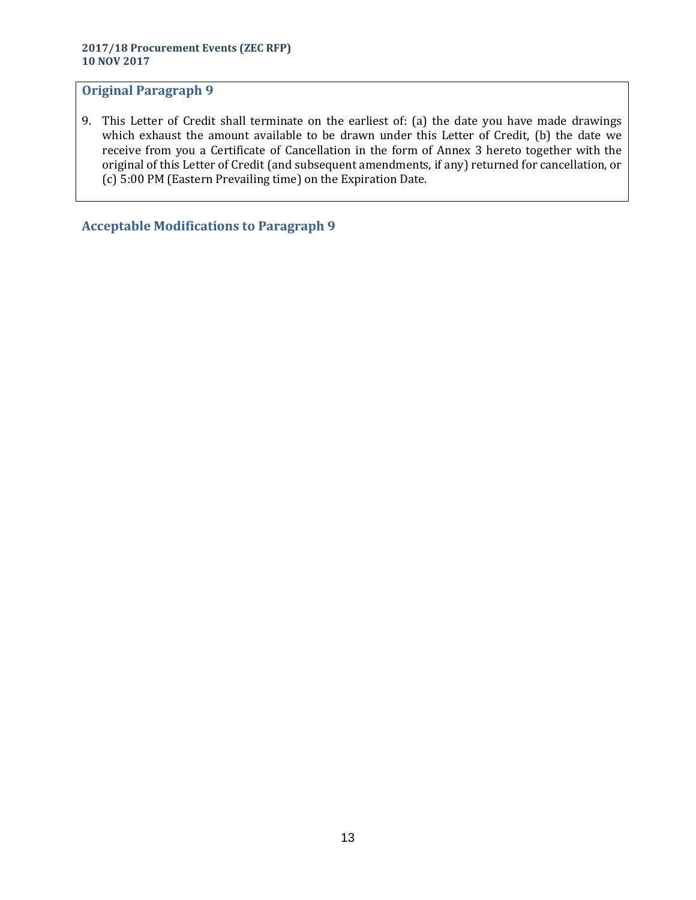## Original Paragraph 9

9. This Letter of Credit shall terminate on the earliest of: (a) the date you have made drawings which exhaust the amount available to be drawn under this Letter of Credit, (b) the date we receive from you a Certificate of Cancellation in the form of Annex 3 hereto together with the original of this Letter of Credit (and subsequent amendments, if any) returned for cancellation, or (c) 5:00 PM (Eastern Prevailing time) on the Expiration Date.

## Acceptable Modifications to Paragraph 9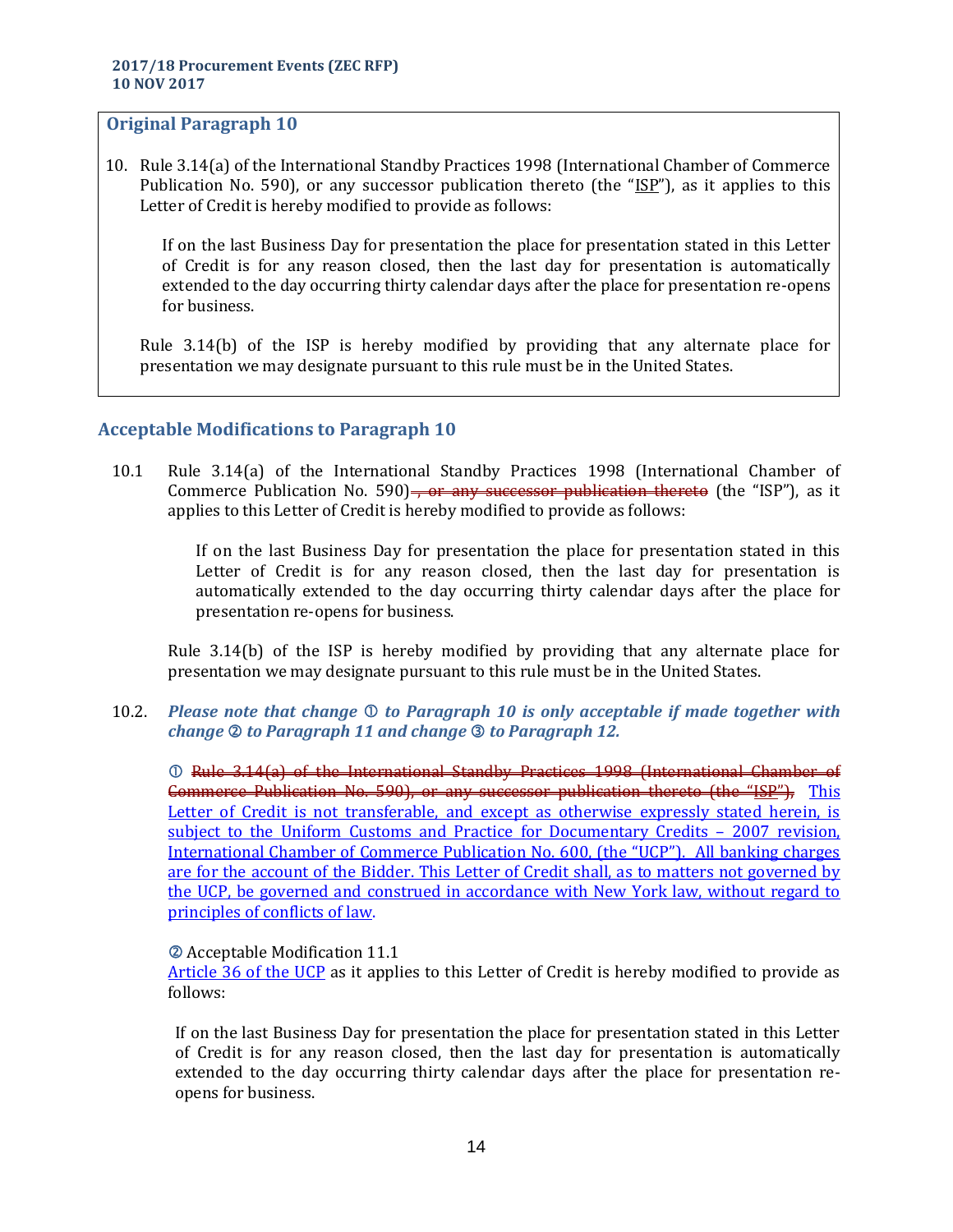## Original Paragraph 10

10. Rule 3.14(a) of the International Standby Practices 1998 (International Chamber of Commerce Publication No. 590), or any successor publication thereto (the "ISP"), as it applies to this Letter of Credit is hereby modified to provide as follows:

    If on the last Business Day for presentation the place for presentation stated in this Letter of Credit is for any reason closed, then the last day for presentation is automatically extended to the day occurring thirty calendar days after the place for presentation re-opens for business.

    Rule 3.14(b) of the ISP is hereby modified by providing that any alternate place for presentation we may designate pursuant to this rule must be in the United States.

## Acceptable Modifications to Paragraph 10

10.1 Rule 3.14(a) of the International Standby Practices 1998 (International Chamber of Commerce Publication No. 590)~~, or any successor publication thereto~~ (the "ISP"), as it applies to this Letter of Credit is hereby modified to provide as follows:

    If on the last Business Day for presentation the place for presentation stated in this Letter of Credit is for any reason closed, then the last day for presentation is automatically extended to the day occurring thirty calendar days after the place for presentation re-opens for business.

    Rule 3.14(b) of the ISP is hereby modified by providing that any alternate place for presentation we may designate pursuant to this rule must be in the United States.

10.2. ***Please note that change ① to Paragraph 10 is only acceptable if made together with change ② to Paragraph 11 and change ③ to Paragraph 12.***

    ① ~~Rule 3.14(a) of the International Standby Practices 1998 (International Chamber of Commerce Publication No. 590), or any successor publication thereto (the "ISP"),~~ <u>This Letter of Credit is not transferable, and except as otherwise expressly stated herein, is subject to the Uniform Customs and Practice for Documentary Credits – 2007 revision, International Chamber of Commerce Publication No. 600, (the "UCP"). All banking charges are for the account of the Bidder. This Letter of Credit shall, as to matters not governed by the UCP, be governed and construed in accordance with New York law, without regard to principles of conflicts of law.</u>

    ② Acceptable Modification 11.1
    <u>Article 36 of the UCP</u> as it applies to this Letter of Credit is hereby modified to provide as follows:

    If on the last Business Day for presentation the place for presentation stated in this Letter of Credit is for any reason closed, then the last day for presentation is automatically extended to the day occurring thirty calendar days after the place for presentation re-opens for business.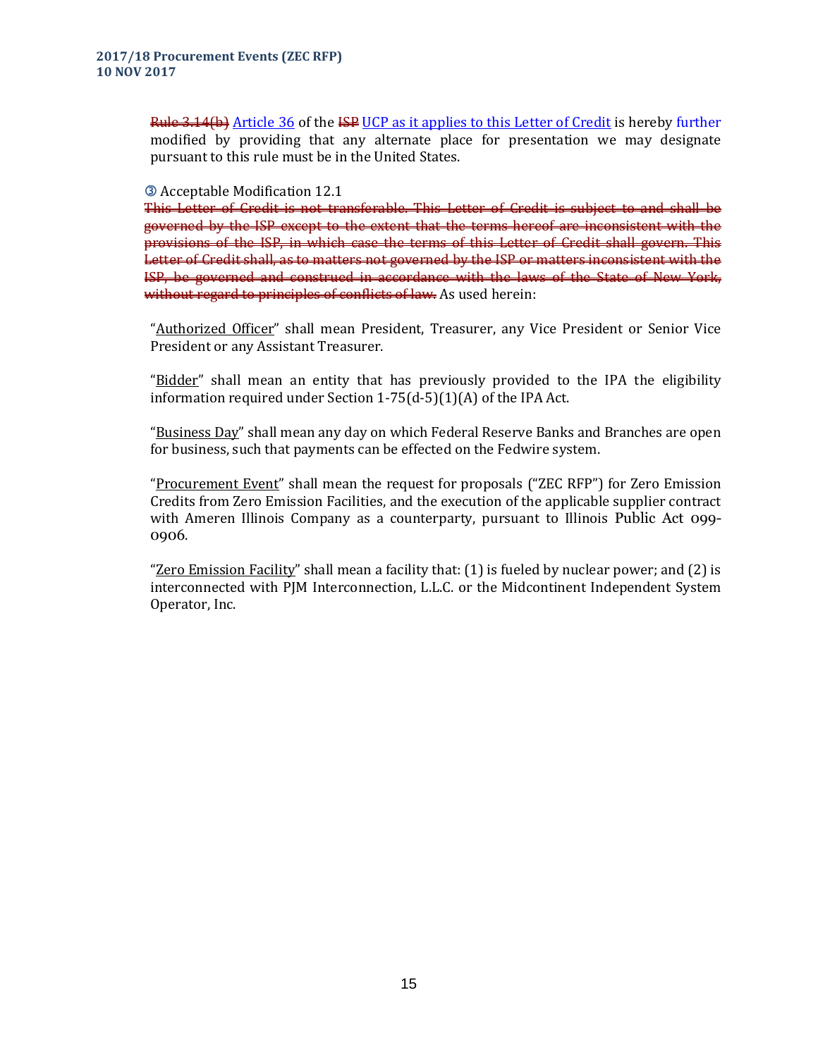~~Rule 3.14(b)~~ Article 36 of the ~~ISP~~ UCP as it applies to this Letter of Credit is hereby further modified by providing that any alternate place for presentation we may designate pursuant to this rule must be in the United States.

③ Acceptable Modification 12.1

~~This Letter of Credit is not transferable. This Letter of Credit is subject to and shall be governed by the ISP except to the extent that the terms hereof are inconsistent with the provisions of the ISP, in which case the terms of this Letter of Credit shall govern. This Letter of Credit shall, as to matters not governed by the ISP or matters inconsistent with the ISP, be governed and construed in accordance with the laws of the State of New York, without regard to principles of conflicts of law.~~ As used herein:

"Authorized Officer" shall mean President, Treasurer, any Vice President or Senior Vice President or any Assistant Treasurer.

"Bidder" shall mean an entity that has previously provided to the IPA the eligibility information required under Section 1-75(d-5)(1)(A) of the IPA Act.

"Business Day" shall mean any day on which Federal Reserve Banks and Branches are open for business, such that payments can be effected on the Fedwire system.

"Procurement Event" shall mean the request for proposals ("ZEC RFP") for Zero Emission Credits from Zero Emission Facilities, and the execution of the applicable supplier contract with Ameren Illinois Company as a counterparty, pursuant to Illinois Public Act 099-0906.

"Zero Emission Facility" shall mean a facility that: (1) is fueled by nuclear power; and (2) is interconnected with PJM Interconnection, L.L.C. or the Midcontinent Independent System Operator, Inc.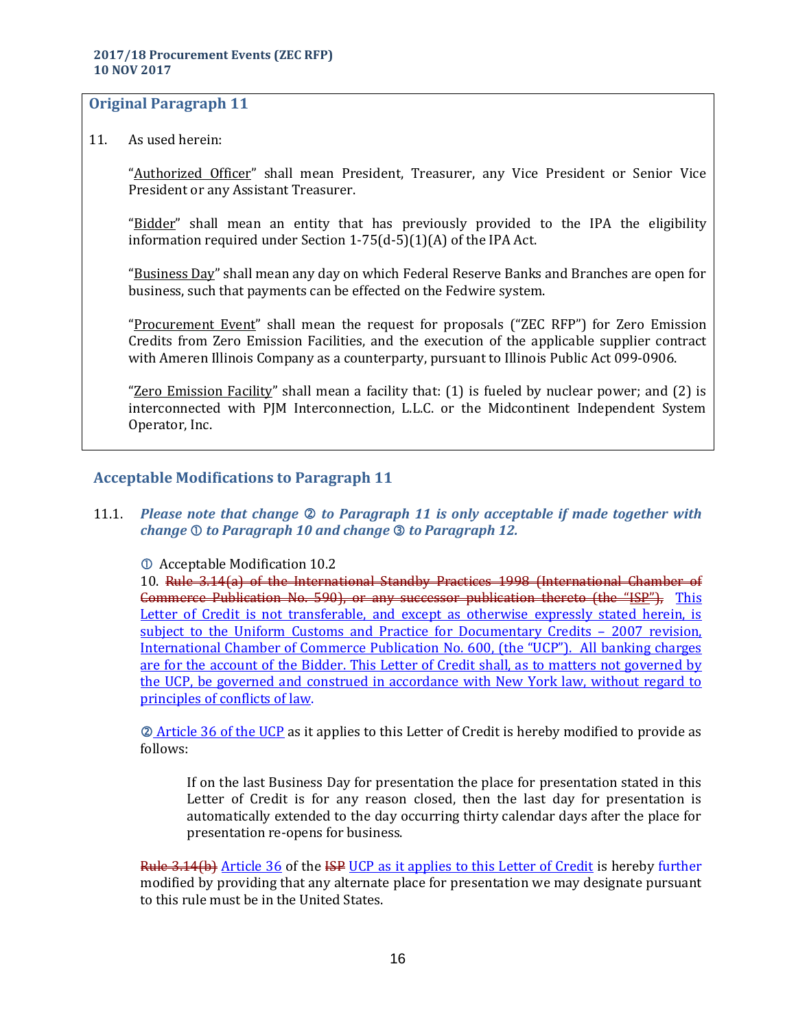## Original Paragraph 11

11. As used herein:

"Authorized Officer" shall mean President, Treasurer, any Vice President or Senior Vice President or any Assistant Treasurer.

"Bidder" shall mean an entity that has previously provided to the IPA the eligibility information required under Section 1-75(d-5)(1)(A) of the IPA Act.

"Business Day" shall mean any day on which Federal Reserve Banks and Branches are open for business, such that payments can be effected on the Fedwire system.

"Procurement Event" shall mean the request for proposals ("ZEC RFP") for Zero Emission Credits from Zero Emission Facilities, and the execution of the applicable supplier contract with Ameren Illinois Company as a counterparty, pursuant to Illinois Public Act 099-0906.

"Zero Emission Facility" shall mean a facility that: (1) is fueled by nuclear power; and (2) is interconnected with PJM Interconnection, L.L.C. or the Midcontinent Independent System Operator, Inc.

## Acceptable Modifications to Paragraph 11

11.1. ***Please note that change ② to Paragraph 11 is only acceptable if made together with change ① to Paragraph 10 and change ③ to Paragraph 12.***

① Acceptable Modification 10.2

10. ~~Rule 3.14(a) of the International Standby Practices 1998 (International Chamber of Commerce Publication No. 590), or any successor publication thereto (the "ISP"),~~ This Letter of Credit is not transferable, and except as otherwise expressly stated herein, is subject to the Uniform Customs and Practice for Documentary Credits – 2007 revision, International Chamber of Commerce Publication No. 600, (the "UCP"). All banking charges are for the account of the Bidder. This Letter of Credit shall, as to matters not governed by the UCP, be governed and construed in accordance with New York law, without regard to principles of conflicts of law.

② Article 36 of the UCP as it applies to this Letter of Credit is hereby modified to provide as follows:

> If on the last Business Day for presentation the place for presentation stated in this Letter of Credit is for any reason closed, then the last day for presentation is automatically extended to the day occurring thirty calendar days after the place for presentation re-opens for business.

~~Rule 3.14(b)~~ Article 36 of the ~~ISP~~ UCP as it applies to this Letter of Credit is hereby further modified by providing that any alternate place for presentation we may designate pursuant to this rule must be in the United States.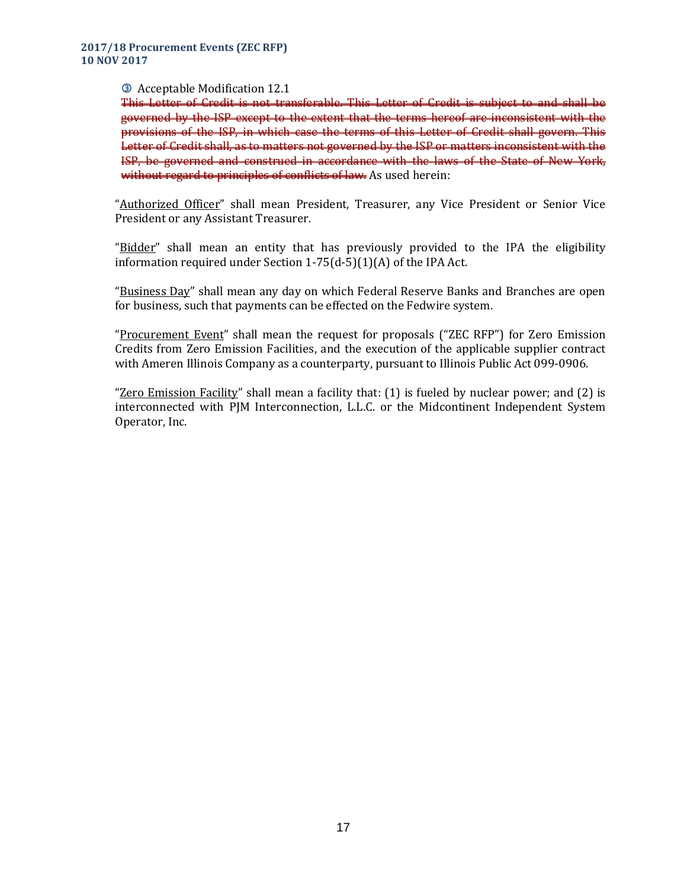③ Acceptable Modification 12.1

~~This Letter of Credit is not transferable. This Letter of Credit is subject to and shall be governed by the ISP except to the extent that the terms hereof are inconsistent with the provisions of the ISP, in which case the terms of this Letter of Credit shall govern. This Letter of Credit shall, as to matters not governed by the ISP or matters inconsistent with the ISP, be governed and construed in accordance with the laws of the State of New York, without regard to principles of conflicts of law.~~ As used herein:

"Authorized Officer" shall mean President, Treasurer, any Vice President or Senior Vice President or any Assistant Treasurer.

"Bidder" shall mean an entity that has previously provided to the IPA the eligibility information required under Section 1-75(d-5)(1)(A) of the IPA Act.

"Business Day" shall mean any day on which Federal Reserve Banks and Branches are open for business, such that payments can be effected on the Fedwire system.

"Procurement Event" shall mean the request for proposals ("ZEC RFP") for Zero Emission Credits from Zero Emission Facilities, and the execution of the applicable supplier contract with Ameren Illinois Company as a counterparty, pursuant to Illinois Public Act 099-0906.

"Zero Emission Facility" shall mean a facility that: (1) is fueled by nuclear power; and (2) is interconnected with PJM Interconnection, L.L.C. or the Midcontinent Independent System Operator, Inc.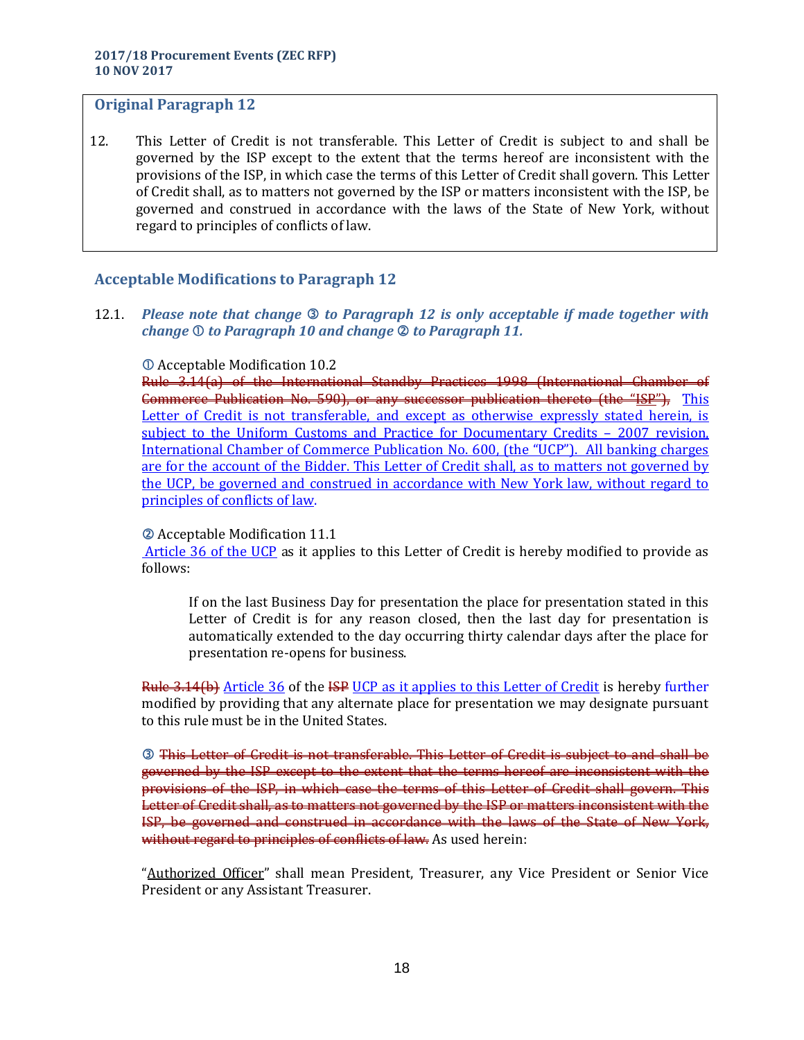## Original Paragraph 12

12. This Letter of Credit is not transferable. This Letter of Credit is subject to and shall be governed by the ISP except to the extent that the terms hereof are inconsistent with the provisions of the ISP, in which case the terms of this Letter of Credit shall govern. This Letter of Credit shall, as to matters not governed by the ISP or matters inconsistent with the ISP, be governed and construed in accordance with the laws of the State of New York, without regard to principles of conflicts of law.

## Acceptable Modifications to Paragraph 12

12.1. ***Please note that change ③ to Paragraph 12 is only acceptable if made together with change ① to Paragraph 10 and change ② to Paragraph 11.***

① Acceptable Modification 10.2

~~Rule 3.14(a) of the International Standby Practices 1998 (International Chamber of Commerce Publication No. 590), or any successor publication thereto (the "ISP"),~~ <u>This Letter of Credit is not transferable, and except as otherwise expressly stated herein, is subject to the Uniform Customs and Practice for Documentary Credits – 2007 revision, International Chamber of Commerce Publication No. 600, (the "UCP"). All banking charges are for the account of the Bidder. This Letter of Credit shall, as to matters not governed by the UCP, be governed and construed in accordance with New York law, without regard to principles of conflicts of law</u>.

② Acceptable Modification 11.1

<u>Article 36 of the UCP</u> as it applies to this Letter of Credit is hereby modified to provide as follows:

> If on the last Business Day for presentation the place for presentation stated in this Letter of Credit is for any reason closed, then the last day for presentation is automatically extended to the day occurring thirty calendar days after the place for presentation re-opens for business.

~~Rule 3.14(b)~~ <u>Article 36</u> of the ~~ISP~~ <u>UCP as it applies to this Letter of Credit</u> is hereby further modified by providing that any alternate place for presentation we may designate pursuant to this rule must be in the United States.

③ ~~This Letter of Credit is not transferable. This Letter of Credit is subject to and shall be governed by the ISP except to the extent that the terms hereof are inconsistent with the provisions of the ISP, in which case the terms of this Letter of Credit shall govern. This Letter of Credit shall, as to matters not governed by the ISP or matters inconsistent with the ISP, be governed and construed in accordance with the laws of the State of New York, without regard to principles of conflicts of law.~~ As used herein:

"<u>Authorized Officer</u>" shall mean President, Treasurer, any Vice President or Senior Vice President or any Assistant Treasurer.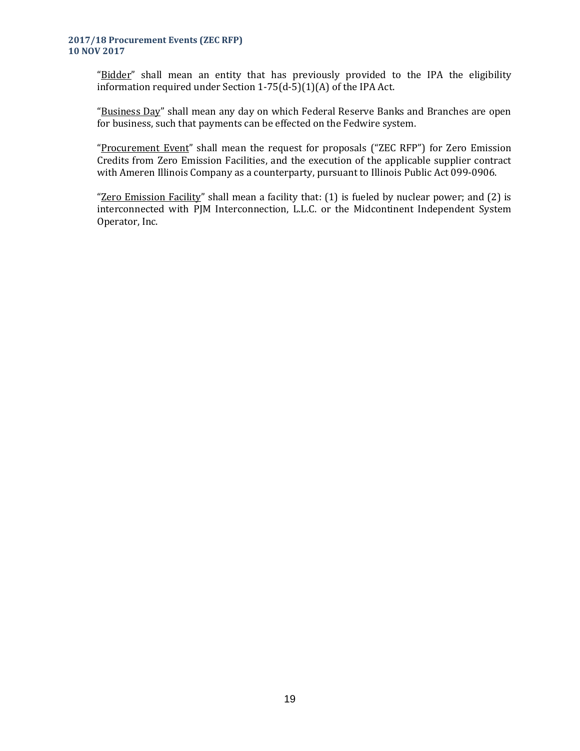"Bidder" shall mean an entity that has previously provided to the IPA the eligibility information required under Section 1-75(d-5)(1)(A) of the IPA Act.

"Business Day" shall mean any day on which Federal Reserve Banks and Branches are open for business, such that payments can be effected on the Fedwire system.

"Procurement Event" shall mean the request for proposals ("ZEC RFP") for Zero Emission Credits from Zero Emission Facilities, and the execution of the applicable supplier contract with Ameren Illinois Company as a counterparty, pursuant to Illinois Public Act 099-0906.

"Zero Emission Facility" shall mean a facility that: (1) is fueled by nuclear power; and (2) is interconnected with PJM Interconnection, L.L.C. or the Midcontinent Independent System Operator, Inc.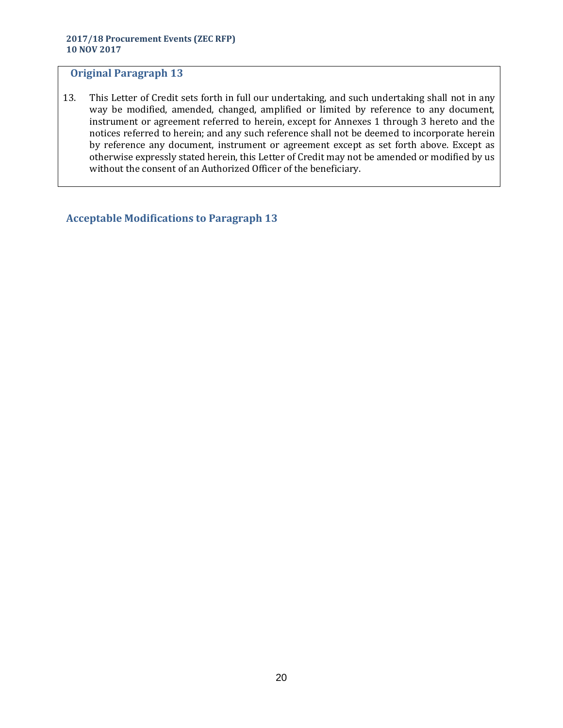## Original Paragraph 13

13. This Letter of Credit sets forth in full our undertaking, and such undertaking shall not in any way be modified, amended, changed, amplified or limited by reference to any document, instrument or agreement referred to herein, except for Annexes 1 through 3 hereto and the notices referred to herein; and any such reference shall not be deemed to incorporate herein by reference any document, instrument or agreement except as set forth above. Except as otherwise expressly stated herein, this Letter of Credit may not be amended or modified by us without the consent of an Authorized Officer of the beneficiary.

## Acceptable Modifications to Paragraph 13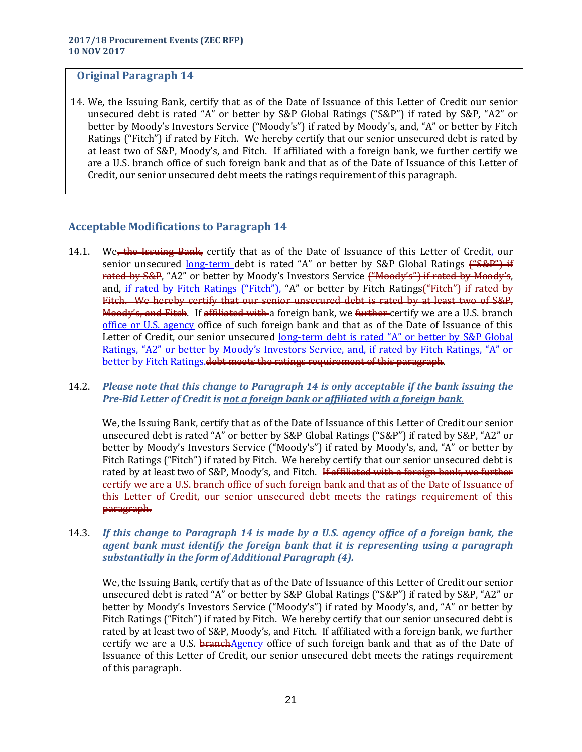## Original Paragraph 14

14. We, the Issuing Bank, certify that as of the Date of Issuance of this Letter of Credit our senior unsecured debt is rated "A" or better by S&P Global Ratings ("S&P") if rated by S&P, "A2" or better by Moody's Investors Service ("Moody's") if rated by Moody's, and, "A" or better by Fitch Ratings ("Fitch") if rated by Fitch. We hereby certify that our senior unsecured debt is rated by at least two of S&P, Moody's, and Fitch. If affiliated with a foreign bank, we further certify we are a U.S. branch office of such foreign bank and that as of the Date of Issuance of this Letter of Credit, our senior unsecured debt meets the ratings requirement of this paragraph.

## Acceptable Modifications to Paragraph 14

14.1. We~~, the Issuing Bank,~~ certify that as of the Date of Issuance of this Letter of Credit<u>,</u> our senior unsecured <u>long-term</u> debt is rated "A" or better by S&P Global Ratings ~~("S&P") if rated by S&P~~, "A2" or better by Moody's Investors Service ~~("Moody's") if rated by Moody's~~, and, <u>if rated by Fitch Ratings ("Fitch"),</u> "A" or better by Fitch Ratings~~("Fitch") if rated by Fitch. We hereby certify that our senior unsecured debt is rated by at least two of S&P, Moody's, and Fitch~~. If ~~affiliated with~~ a foreign bank, we ~~further~~ certify we are a U.S. branch <u>office or U.S. agency</u> office of such foreign bank and that as of the Date of Issuance of this Letter of Credit, our senior unsecured <u>long-term debt is rated "A" or better by S&P Global Ratings, "A2" or better by Moody's Investors Service, and, if rated by Fitch Ratings, "A" or better by Fitch Ratings.</u>~~debt meets the ratings requirement of this paragraph~~.

14.2. ***Please note that this change to Paragraph 14 is only acceptable if the bank issuing the Pre-Bid Letter of Credit is <u>not a foreign bank or affiliated with a foreign bank.</u>***

We, the Issuing Bank, certify that as of the Date of Issuance of this Letter of Credit our senior unsecured debt is rated "A" or better by S&P Global Ratings ("S&P") if rated by S&P, "A2" or better by Moody's Investors Service ("Moody's") if rated by Moody's, and, "A" or better by Fitch Ratings ("Fitch") if rated by Fitch. We hereby certify that our senior unsecured debt is rated by at least two of S&P, Moody's, and Fitch. ~~If affiliated with a foreign bank, we further certify we are a U.S. branch office of such foreign bank and that as of the Date of Issuance of this Letter of Credit, our senior unsecured debt meets the ratings requirement of this paragraph.~~

14.3. ***If this change to Paragraph 14 is made by a U.S. agency office of a foreign bank, the agent bank must identify the foreign bank that it is representing using a paragraph substantially in the form of Additional Paragraph (4).***

We, the Issuing Bank, certify that as of the Date of Issuance of this Letter of Credit our senior unsecured debt is rated "A" or better by S&P Global Ratings ("S&P") if rated by S&P, "A2" or better by Moody's Investors Service ("Moody's") if rated by Moody's, and, "A" or better by Fitch Ratings ("Fitch") if rated by Fitch. We hereby certify that our senior unsecured debt is rated by at least two of S&P, Moody's, and Fitch. If affiliated with a foreign bank, we further certify we are a U.S. ~~branch~~<u>Agency</u> office of such foreign bank and that as of the Date of Issuance of this Letter of Credit, our senior unsecured debt meets the ratings requirement of this paragraph.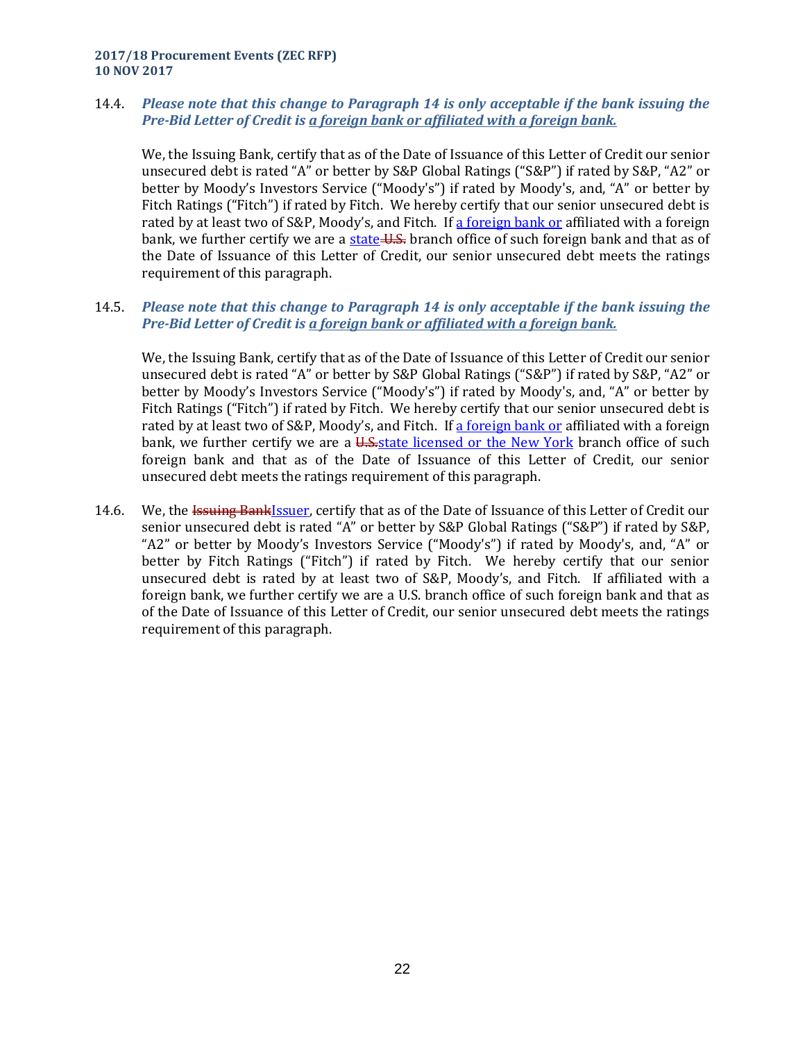14.4. ***Please note that this change to Paragraph 14 is only acceptable if the bank issuing the Pre-Bid Letter of Credit is a foreign bank or affiliated with a foreign bank.***

We, the Issuing Bank, certify that as of the Date of Issuance of this Letter of Credit our senior unsecured debt is rated "A" or better by S&P Global Ratings ("S&P") if rated by S&P, "A2" or better by Moody's Investors Service ("Moody's") if rated by Moody's, and, "A" or better by Fitch Ratings ("Fitch") if rated by Fitch. We hereby certify that our senior unsecured debt is rated by at least two of S&P, Moody's, and Fitch. If a foreign bank or affiliated with a foreign bank, we further certify we are a state ~~U.S.~~ branch office of such foreign bank and that as of the Date of Issuance of this Letter of Credit, our senior unsecured debt meets the ratings requirement of this paragraph.

14.5. ***Please note that this change to Paragraph 14 is only acceptable if the bank issuing the Pre-Bid Letter of Credit is a foreign bank or affiliated with a foreign bank.***

We, the Issuing Bank, certify that as of the Date of Issuance of this Letter of Credit our senior unsecured debt is rated "A" or better by S&P Global Ratings ("S&P") if rated by S&P, "A2" or better by Moody's Investors Service ("Moody's") if rated by Moody's, and, "A" or better by Fitch Ratings ("Fitch") if rated by Fitch. We hereby certify that our senior unsecured debt is rated by at least two of S&P, Moody's, and Fitch. If a foreign bank or affiliated with a foreign bank, we further certify we are a ~~U.S.~~state licensed or the New York branch office of such foreign bank and that as of the Date of Issuance of this Letter of Credit, our senior unsecured debt meets the ratings requirement of this paragraph.

14.6. We, the ~~Issuing Bank~~Issuer, certify that as of the Date of Issuance of this Letter of Credit our senior unsecured debt is rated "A" or better by S&P Global Ratings ("S&P") if rated by S&P, "A2" or better by Moody's Investors Service ("Moody's") if rated by Moody's, and, "A" or better by Fitch Ratings ("Fitch") if rated by Fitch. We hereby certify that our senior unsecured debt is rated by at least two of S&P, Moody's, and Fitch. If affiliated with a foreign bank, we further certify we are a U.S. branch office of such foreign bank and that as of the Date of Issuance of this Letter of Credit, our senior unsecured debt meets the ratings requirement of this paragraph.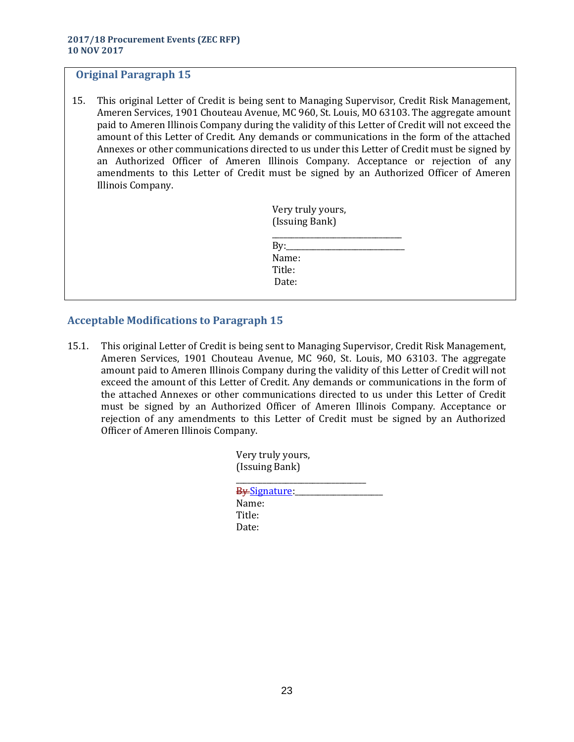## Original Paragraph 15

15. This original Letter of Credit is being sent to Managing Supervisor, Credit Risk Management, Ameren Services, 1901 Chouteau Avenue, MC 960, St. Louis, MO 63103. The aggregate amount paid to Ameren Illinois Company during the validity of this Letter of Credit will not exceed the amount of this Letter of Credit. Any demands or communications in the form of the attached Annexes or other communications directed to us under this Letter of Credit must be signed by an Authorized Officer of Ameren Illinois Company. Acceptance or rejection of any amendments to this Letter of Credit must be signed by an Authorized Officer of Ameren Illinois Company.

Very truly yours,
(Issuing Bank)

______________________________
By:____________________________
Name:
Title:
Date:

## Acceptable Modifications to Paragraph 15

15.1. This original Letter of Credit is being sent to Managing Supervisor, Credit Risk Management, Ameren Services, 1901 Chouteau Avenue, MC 960, St. Louis, MO 63103. The aggregate amount paid to Ameren Illinois Company during the validity of this Letter of Credit will not exceed the amount of this Letter of Credit. Any demands or communications in the form of the attached Annexes or other communications directed to us under this Letter of Credit must be signed by an Authorized Officer of Ameren Illinois Company. Acceptance or rejection of any amendments to this Letter of Credit must be signed by an Authorized Officer of Ameren Illinois Company.

Very truly yours,
(Issuing Bank)

______________________________
~~By~~ Signature:______________________
Name:
Title:
Date: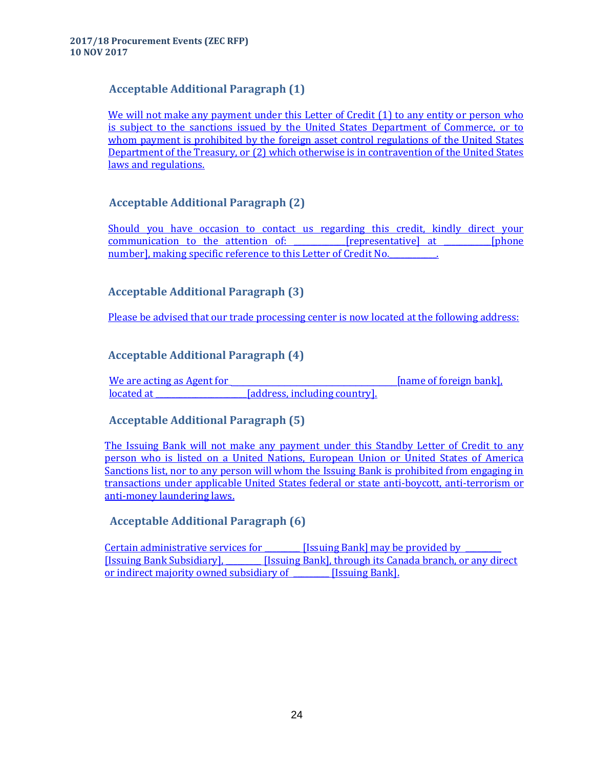### Acceptable Additional Paragraph (1)

We will not make any payment under this Letter of Credit (1) to any entity or person who is subject to the sanctions issued by the United States Department of Commerce, or to whom payment is prohibited by the foreign asset control regulations of the United States Department of the Treasury, or (2) which otherwise is in contravention of the United States laws and regulations.

### Acceptable Additional Paragraph (2)

Should you have occasion to contact us regarding this credit, kindly direct your communication to the attention of: ____________[representative] at ___________[phone number], making specific reference to this Letter of Credit No.___________.

### Acceptable Additional Paragraph (3)

Please be advised that our trade processing center is now located at the following address:

### Acceptable Additional Paragraph (4)

We are acting as Agent for _______________________________________[name of foreign bank], located at ______________________[address, including country].

### Acceptable Additional Paragraph (5)

The Issuing Bank will not make any payment under this Standby Letter of Credit to any person who is listed on a United Nations, European Union or United States of America Sanctions list, nor to any person will whom the Issuing Bank is prohibited from engaging in transactions under applicable United States federal or state anti-boycott, anti-terrorism or anti-money laundering laws.

### Acceptable Additional Paragraph (6)

Certain administrative services for ________ [Issuing Bank] may be provided by ________ [Issuing Bank Subsidiary], ________ [Issuing Bank], through its Canada branch, or any direct or indirect majority owned subsidiary of ________ [Issuing Bank].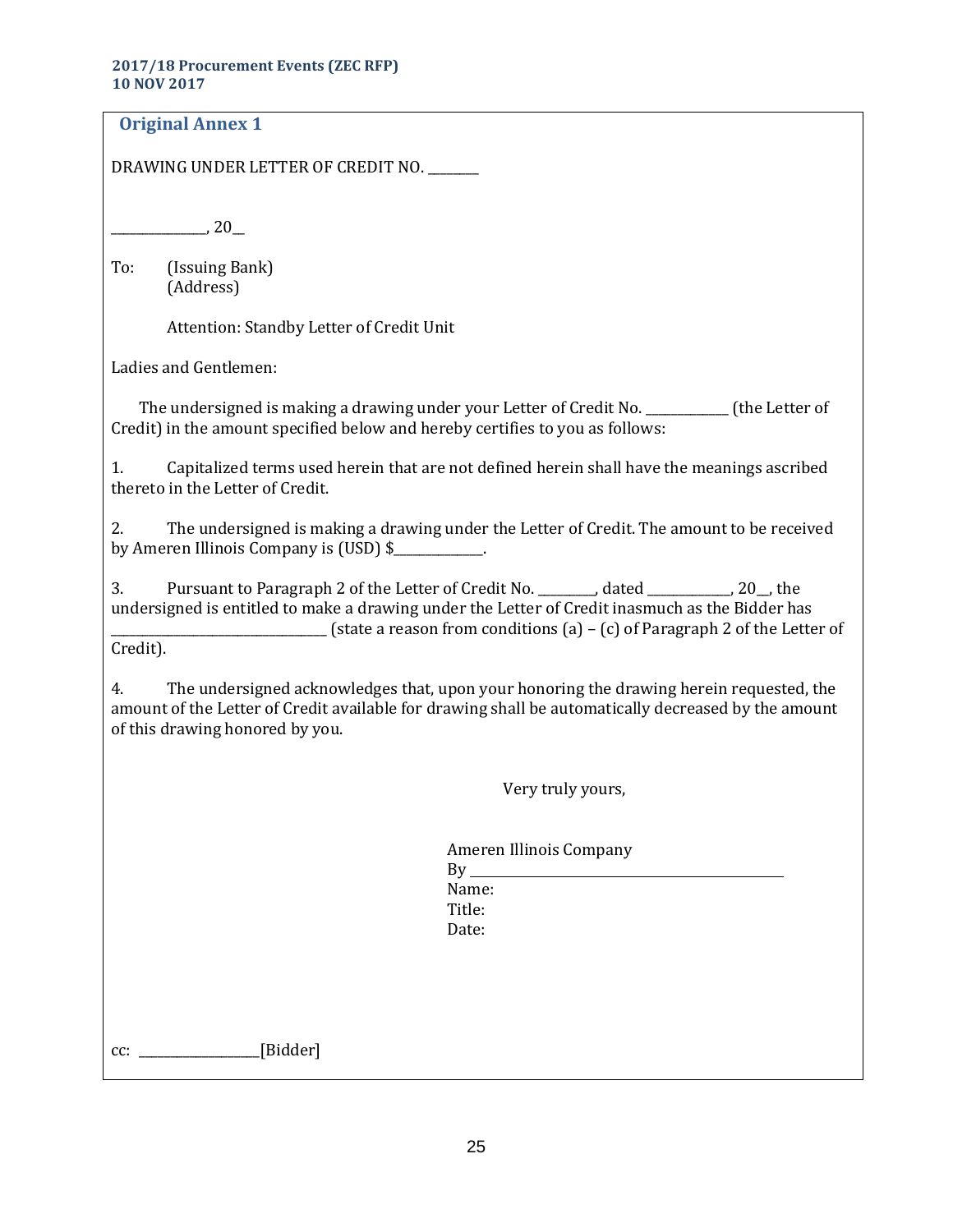## Original Annex 1

DRAWING UNDER LETTER OF CREDIT NO. ________

______________, 20__

To: (Issuing Bank)
(Address)

Attention: Standby Letter of Credit Unit

Ladies and Gentlemen:

The undersigned is making a drawing under your Letter of Credit No. _____________ (the Letter of Credit) in the amount specified below and hereby certifies to you as follows:

1. Capitalized terms used herein that are not defined herein shall have the meanings ascribed thereto in the Letter of Credit.

2. The undersigned is making a drawing under the Letter of Credit. The amount to be received by Ameren Illinois Company is (USD) $______________.

3. Pursuant to Paragraph 2 of the Letter of Credit No. _________, dated _____________, 20__, the undersigned is entitled to make a drawing under the Letter of Credit inasmuch as the Bidder has _________________________________ (state a reason from conditions (a) – (c) of Paragraph 2 of the Letter of Credit).

4. The undersigned acknowledges that, upon your honoring the drawing herein requested, the amount of the Letter of Credit available for drawing shall be automatically decreased by the amount of this drawing honored by you.

Very truly yours,

Ameren Illinois Company
By _______________________________________
Name:
Title:
Date:

cc: ___________________[Bidder]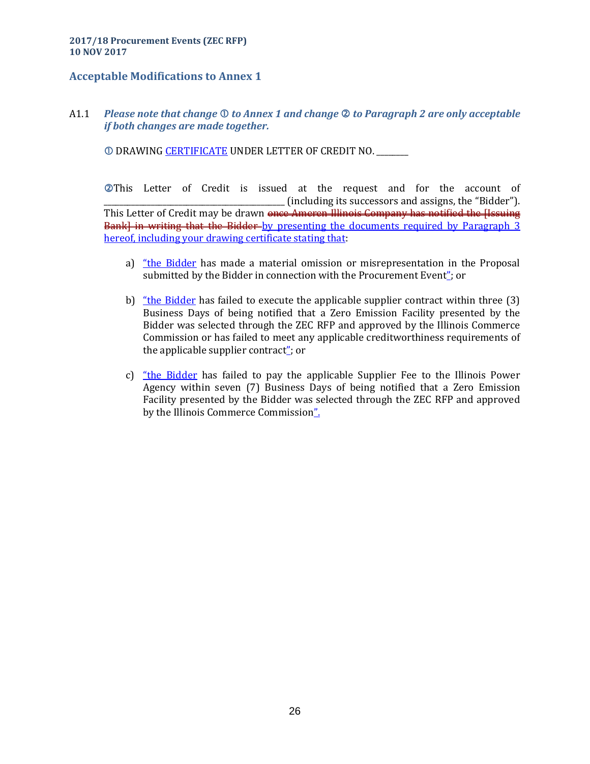**2017/18 Procurement Events (ZEC RFP)**
**10 NOV 2017**

## Acceptable Modifications to Annex 1

A1.1 ***Please note that change ① to Annex 1 and change ② to Paragraph 2 are only acceptable if both changes are made together.***

① DRAWING CERTIFICATE UNDER LETTER OF CREDIT NO. ________

②This Letter of Credit is issued at the request and for the account of ________________________________________ (including its successors and assigns, the "Bidder"). This Letter of Credit may be drawn ~~once Ameren Illinois Company has notified the [Issuing Bank] in writing that the Bidder~~ by presenting the documents required by Paragraph 3 hereof, including your drawing certificate stating that:

a) "the Bidder has made a material omission or misrepresentation in the Proposal submitted by the Bidder in connection with the Procurement Event"; or

b) "the Bidder has failed to execute the applicable supplier contract within three (3) Business Days of being notified that a Zero Emission Facility presented by the Bidder was selected through the ZEC RFP and approved by the Illinois Commerce Commission or has failed to meet any applicable creditworthiness requirements of the applicable supplier contract"; or

c) "the Bidder has failed to pay the applicable Supplier Fee to the Illinois Power Agency within seven (7) Business Days of being notified that a Zero Emission Facility presented by the Bidder was selected through the ZEC RFP and approved by the Illinois Commerce Commission".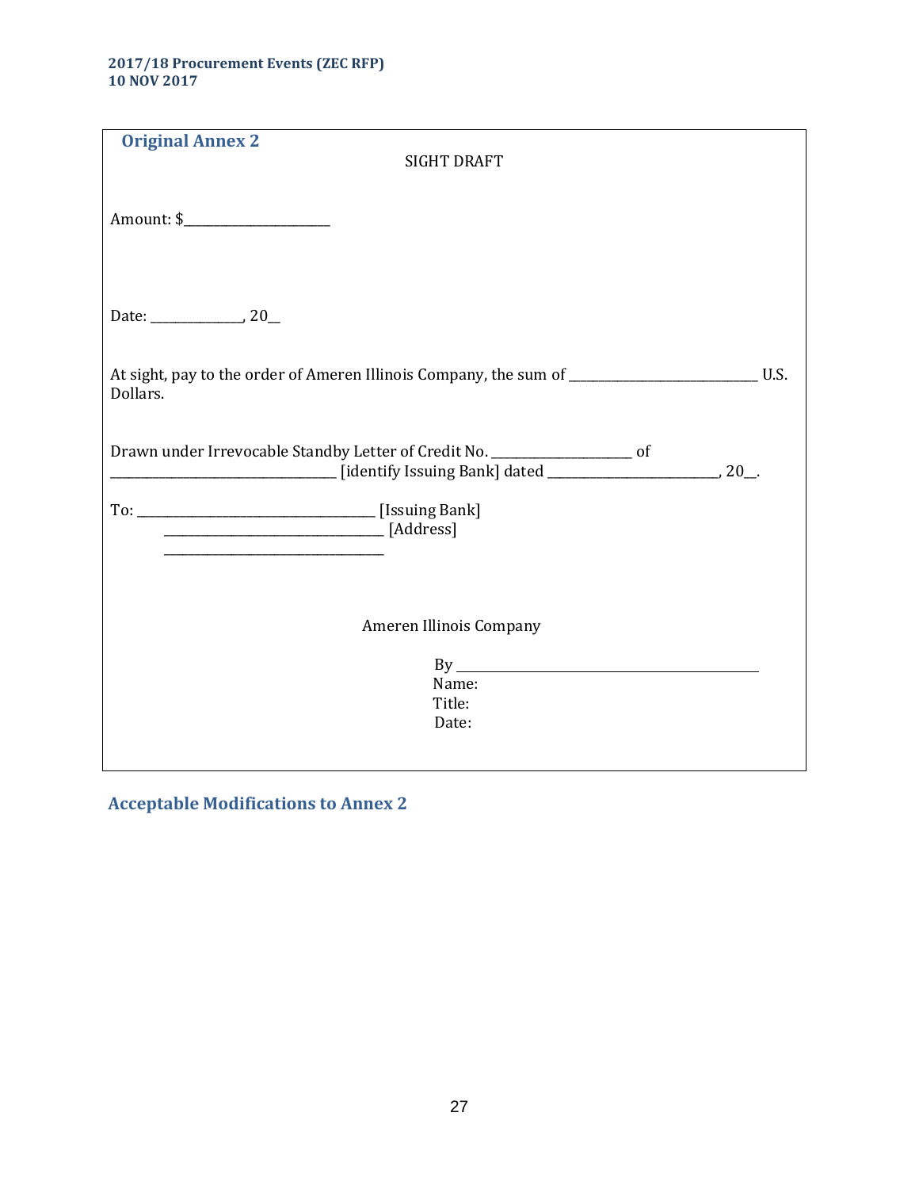## Original Annex 2

SIGHT DRAFT

Amount: $_______________________

Date: ______________, 20__

At sight, pay to the order of Ameren Illinois Company, the sum of _____________________________ U.S. Dollars.

Drawn under Irrevocable Standby Letter of Credit No. _____________________ of __________________________________ [identify Issuing Bank] dated _________________________, 20__.

To: ___________________________________ [Issuing Bank]
_________________________________ [Address]
_________________________________

Ameren Illinois Company

By _____________________________________________
Name:
Title:
Date:

## Acceptable Modifications to Annex 2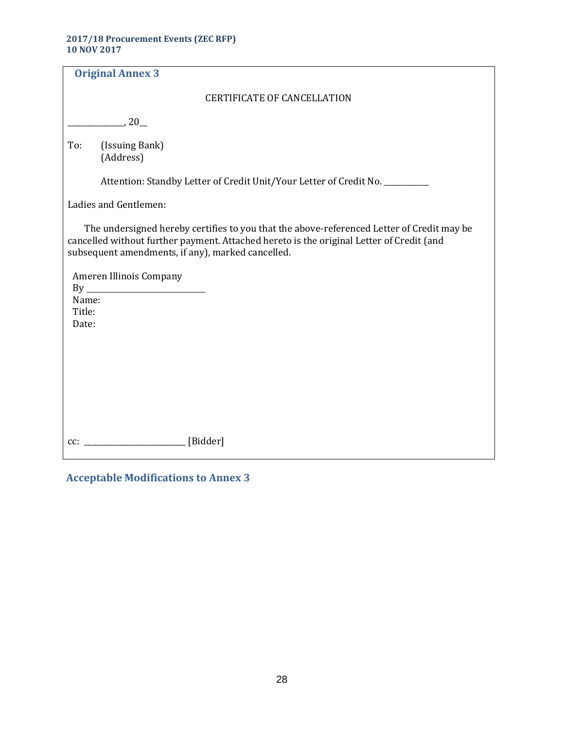## Original Annex 3

CERTIFICATE OF CANCELLATION

_____________, 20__

To: (Issuing Bank)
(Address)

Attention: Standby Letter of Credit Unit/Your Letter of Credit No. ___________

Ladies and Gentlemen:

The undersigned hereby certifies to you that the above-referenced Letter of Credit may be cancelled without further payment. Attached hereto is the original Letter of Credit (and subsequent amendments, if any), marked cancelled.

Ameren Illinois Company
By ___________________________
Name:
Title:
Date:

cc: _________________________ [Bidder]

## Acceptable Modifications to Annex 3